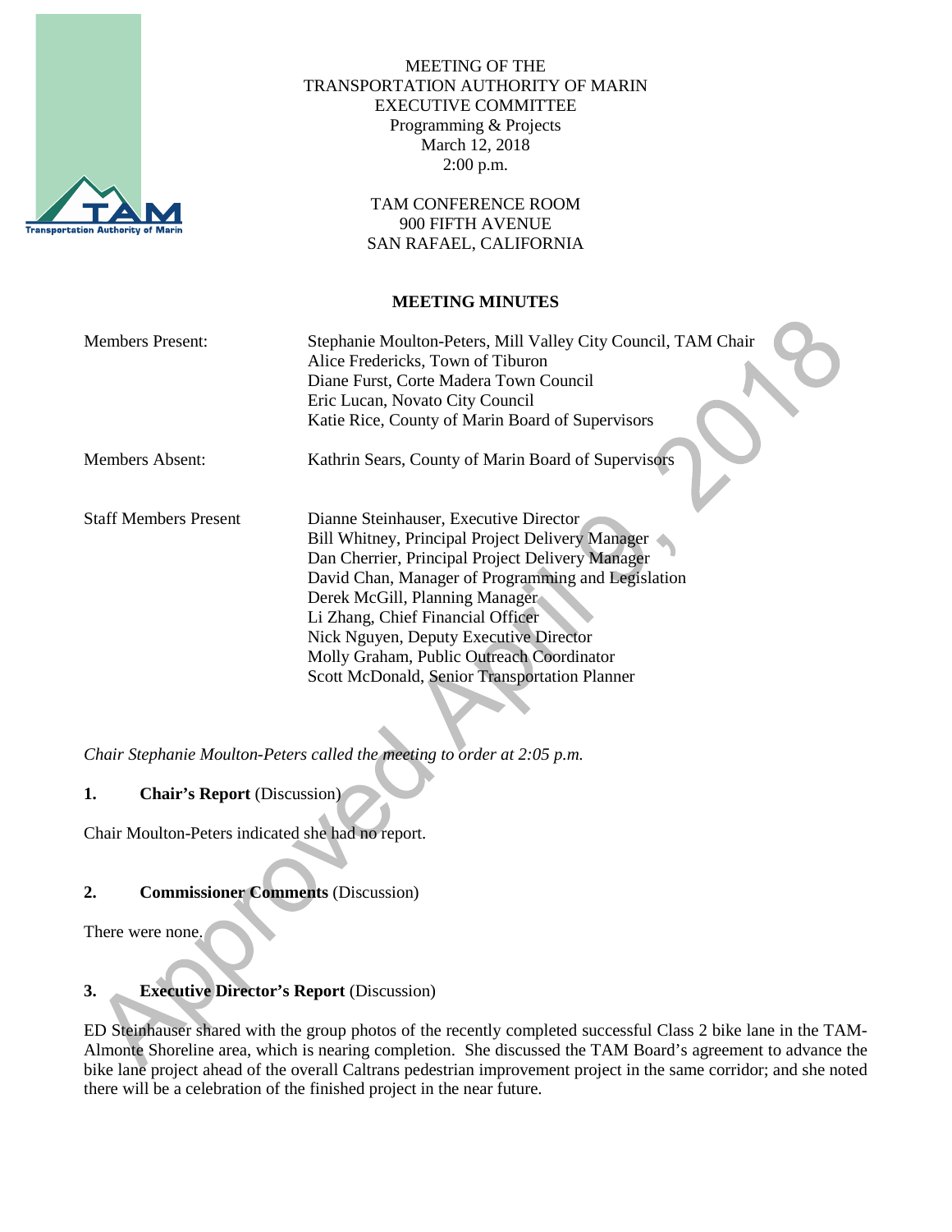MEETING OF THE
TRANSPORTATION AUTHORITY OF MARIN
EXECUTIVE COMMITTEE
Programming & Projects
March 12, 2018
2:00 p.m.

TAM CONFERENCE ROOM
900 FIFTH AVENUE
SAN RAFAEL, CALIFORNIA

**MEETING MINUTES**

| | |
|---|---|
| Members Present: | Stephanie Moulton-Peters, Mill Valley City Council, TAM Chair<br>Alice Fredericks, Town of Tiburon<br>Diane Furst, Corte Madera Town Council<br>Eric Lucan, Novato City Council<br>Katie Rice, County of Marin Board of Supervisors |
| Members Absent: | Kathrin Sears, County of Marin Board of Supervisors |
| Staff Members Present | Dianne Steinhauser, Executive Director<br>Bill Whitney, Principal Project Delivery Manager<br>Dan Cherrier, Principal Project Delivery Manager<br>David Chan, Manager of Programming and Legislation<br>Derek McGill, Planning Manager<br>Li Zhang, Chief Financial Officer<br>Nick Nguyen, Deputy Executive Director<br>Molly Graham, Public Outreach Coordinator<br>Scott McDonald, Senior Transportation Planner |

*Chair Stephanie Moulton-Peters called the meeting to order at 2:05 p.m.*

**1. Chair's Report** (Discussion)

Chair Moulton-Peters indicated she had no report.

**2. Commissioner Comments** (Discussion)

There were none.

**3. Executive Director's Report** (Discussion)

ED Steinhauser shared with the group photos of the recently completed successful Class 2 bike lane in the TAM-Almonte Shoreline area, which is nearing completion. She discussed the TAM Board's agreement to advance the bike lane project ahead of the overall Caltrans pedestrian improvement project in the same corridor; and she noted there will be a celebration of the finished project in the near future.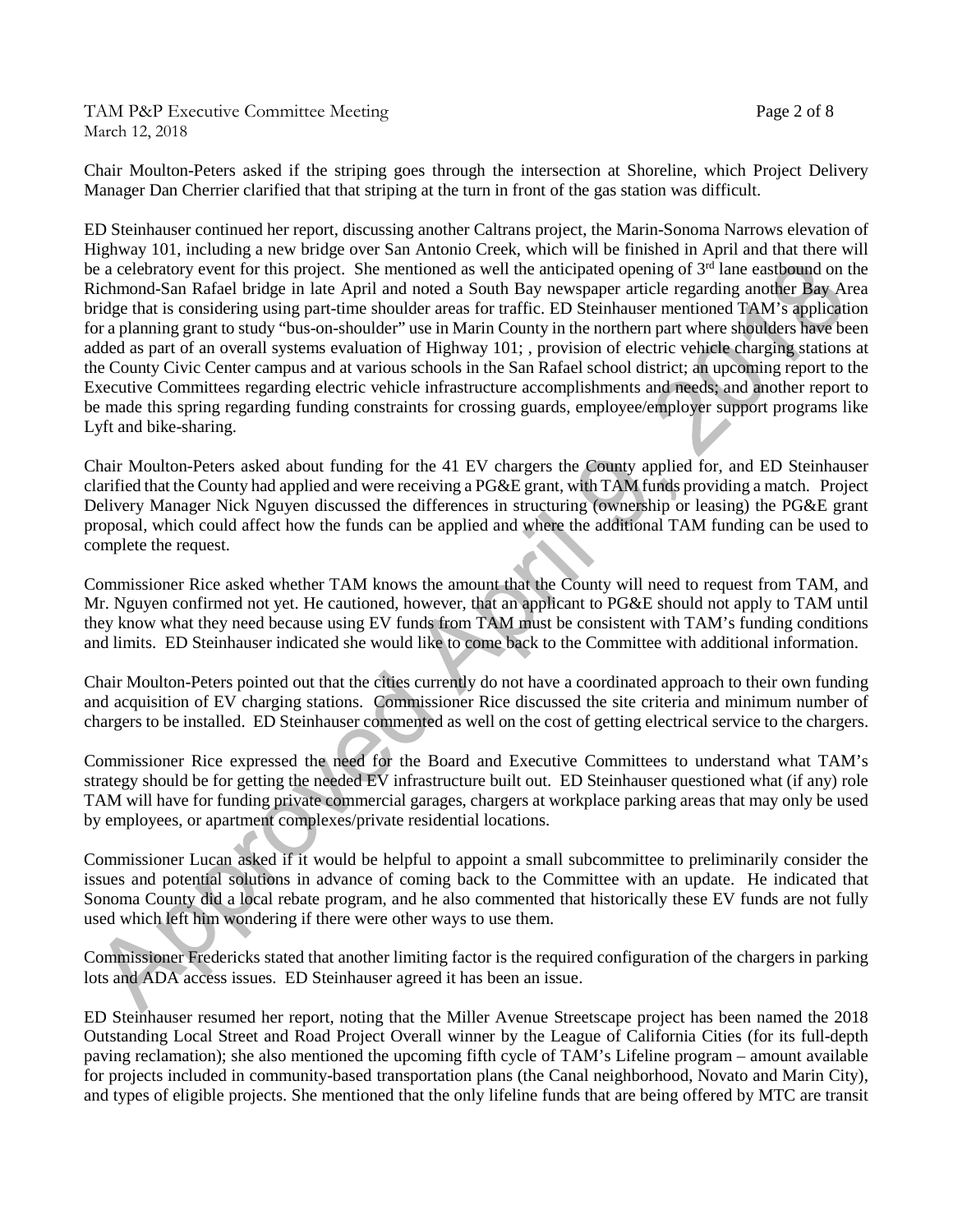Chair Moulton-Peters asked if the striping goes through the intersection at Shoreline, which Project Delivery Manager Dan Cherrier clarified that that striping at the turn in front of the gas station was difficult.

ED Steinhauser continued her report, discussing another Caltrans project, the Marin-Sonoma Narrows elevation of Highway 101, including a new bridge over San Antonio Creek, which will be finished in April and that there will be a celebratory event for this project. She mentioned as well the anticipated opening of 3rd lane eastbound on the Richmond-San Rafael bridge in late April and noted a South Bay newspaper article regarding another Bay Area bridge that is considering using part-time shoulder areas for traffic. ED Steinhauser mentioned TAM's application for a planning grant to study "bus-on-shoulder" use in Marin County in the northern part where shoulders have been added as part of an overall systems evaluation of Highway 101; , provision of electric vehicle charging stations at the County Civic Center campus and at various schools in the San Rafael school district; an upcoming report to the Executive Committees regarding electric vehicle infrastructure accomplishments and needs; and another report to be made this spring regarding funding constraints for crossing guards, employee/employer support programs like Lyft and bike-sharing.

Chair Moulton-Peters asked about funding for the 41 EV chargers the County applied for, and ED Steinhauser clarified that the County had applied and were receiving a PG&E grant, with TAM funds providing a match. Project Delivery Manager Nick Nguyen discussed the differences in structuring (ownership or leasing) the PG&E grant proposal, which could affect how the funds can be applied and where the additional TAM funding can be used to complete the request.

Commissioner Rice asked whether TAM knows the amount that the County will need to request from TAM, and Mr. Nguyen confirmed not yet. He cautioned, however, that an applicant to PG&E should not apply to TAM until they know what they need because using EV funds from TAM must be consistent with TAM's funding conditions and limits. ED Steinhauser indicated she would like to come back to the Committee with additional information.

Chair Moulton-Peters pointed out that the cities currently do not have a coordinated approach to their own funding and acquisition of EV charging stations. Commissioner Rice discussed the site criteria and minimum number of chargers to be installed. ED Steinhauser commented as well on the cost of getting electrical service to the chargers.

Commissioner Rice expressed the need for the Board and Executive Committees to understand what TAM's strategy should be for getting the needed EV infrastructure built out. ED Steinhauser questioned what (if any) role TAM will have for funding private commercial garages, chargers at workplace parking areas that may only be used by employees, or apartment complexes/private residential locations.

Commissioner Lucan asked if it would be helpful to appoint a small subcommittee to preliminarily consider the issues and potential solutions in advance of coming back to the Committee with an update. He indicated that Sonoma County did a local rebate program, and he also commented that historically these EV funds are not fully used which left him wondering if there were other ways to use them.

Commissioner Fredericks stated that another limiting factor is the required configuration of the chargers in parking lots and ADA access issues. ED Steinhauser agreed it has been an issue.

ED Steinhauser resumed her report, noting that the Miller Avenue Streetscape project has been named the 2018 Outstanding Local Street and Road Project Overall winner by the League of California Cities (for its full-depth paving reclamation); she also mentioned the upcoming fifth cycle of TAM's Lifeline program – amount available for projects included in community-based transportation plans (the Canal neighborhood, Novato and Marin City), and types of eligible projects. She mentioned that the only lifeline funds that are being offered by MTC are transit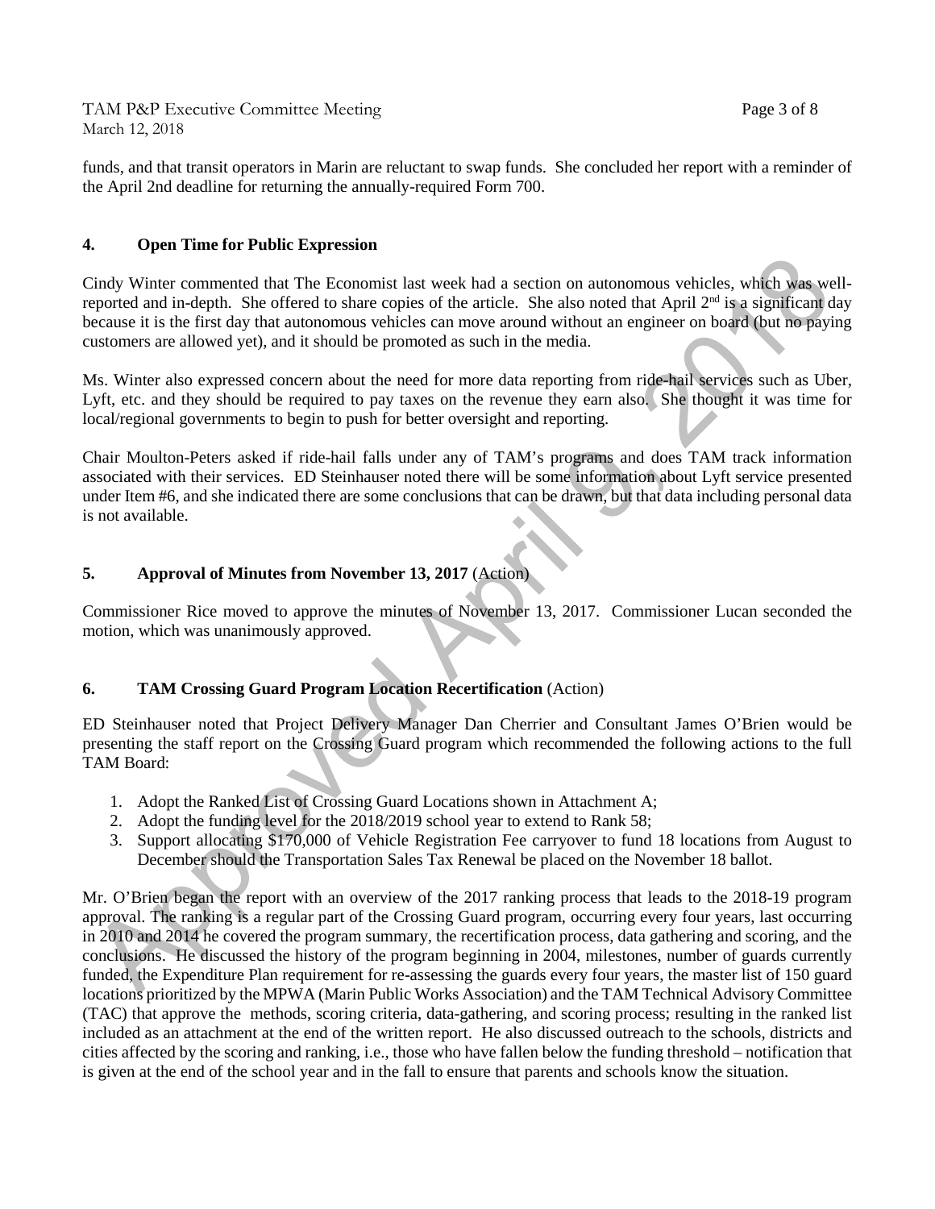funds, and that transit operators in Marin are reluctant to swap funds. She concluded her report with a reminder of the April 2nd deadline for returning the annually-required Form 700.

## 4. Open Time for Public Expression

Cindy Winter commented that The Economist last week had a section on autonomous vehicles, which was well-reported and in-depth. She offered to share copies of the article. She also noted that April 2nd is a significant day because it is the first day that autonomous vehicles can move around without an engineer on board (but no paying customers are allowed yet), and it should be promoted as such in the media.

Ms. Winter also expressed concern about the need for more data reporting from ride-hail services such as Uber, Lyft, etc. and they should be required to pay taxes on the revenue they earn also. She thought it was time for local/regional governments to begin to push for better oversight and reporting.

Chair Moulton-Peters asked if ride-hail falls under any of TAM's programs and does TAM track information associated with their services. ED Steinhauser noted there will be some information about Lyft service presented under Item #6, and she indicated there are some conclusions that can be drawn, but that data including personal data is not available.

## 5. Approval of Minutes from November 13, 2017 (Action)

Commissioner Rice moved to approve the minutes of November 13, 2017. Commissioner Lucan seconded the motion, which was unanimously approved.

## 6. TAM Crossing Guard Program Location Recertification (Action)

ED Steinhauser noted that Project Delivery Manager Dan Cherrier and Consultant James O'Brien would be presenting the staff report on the Crossing Guard program which recommended the following actions to the full TAM Board:

1. Adopt the Ranked List of Crossing Guard Locations shown in Attachment A;
2. Adopt the funding level for the 2018/2019 school year to extend to Rank 58;
3. Support allocating $170,000 of Vehicle Registration Fee carryover to fund 18 locations from August to December should the Transportation Sales Tax Renewal be placed on the November 18 ballot.

Mr. O'Brien began the report with an overview of the 2017 ranking process that leads to the 2018-19 program approval. The ranking is a regular part of the Crossing Guard program, occurring every four years, last occurring in 2010 and 2014 he covered the program summary, the recertification process, data gathering and scoring, and the conclusions. He discussed the history of the program beginning in 2004, milestones, number of guards currently funded, the Expenditure Plan requirement for re-assessing the guards every four years, the master list of 150 guard locations prioritized by the MPWA (Marin Public Works Association) and the TAM Technical Advisory Committee (TAC) that approve the methods, scoring criteria, data-gathering, and scoring process; resulting in the ranked list included as an attachment at the end of the written report. He also discussed outreach to the schools, districts and cities affected by the scoring and ranking, i.e., those who have fallen below the funding threshold – notification that is given at the end of the school year and in the fall to ensure that parents and schools know the situation.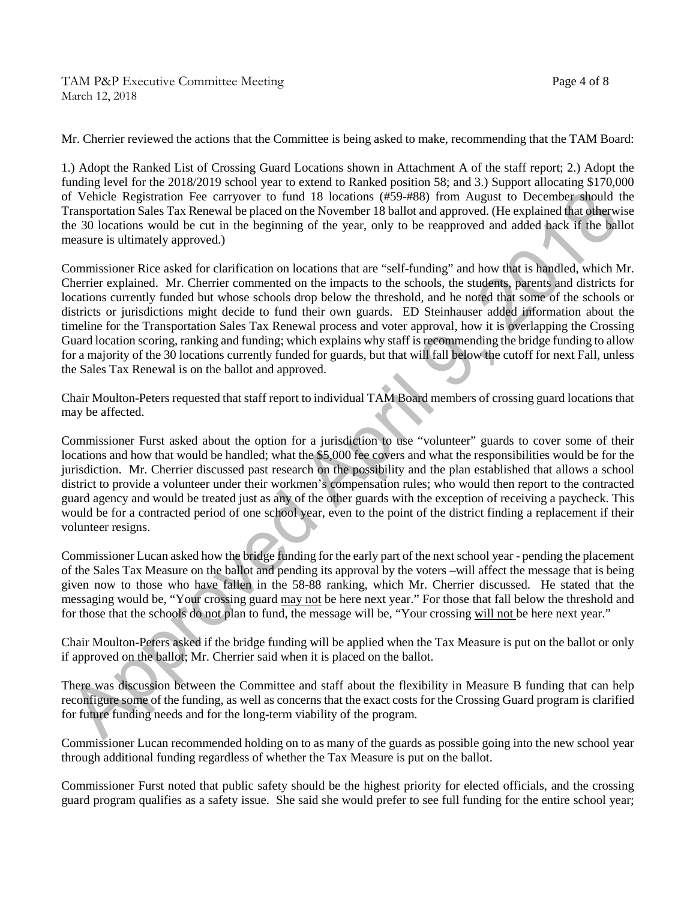Mr. Cherrier reviewed the actions that the Committee is being asked to make, recommending that the TAM Board:

1.) Adopt the Ranked List of Crossing Guard Locations shown in Attachment A of the staff report; 2.) Adopt the funding level for the 2018/2019 school year to extend to Ranked position 58; and 3.) Support allocating $170,000 of Vehicle Registration Fee carryover to fund 18 locations (#59-#88) from August to December should the Transportation Sales Tax Renewal be placed on the November 18 ballot and approved. (He explained that otherwise the 30 locations would be cut in the beginning of the year, only to be reapproved and added back if the ballot measure is ultimately approved.)

Commissioner Rice asked for clarification on locations that are "self-funding" and how that is handled, which Mr. Cherrier explained. Mr. Cherrier commented on the impacts to the schools, the students, parents and districts for locations currently funded but whose schools drop below the threshold, and he noted that some of the schools or districts or jurisdictions might decide to fund their own guards. ED Steinhauser added information about the timeline for the Transportation Sales Tax Renewal process and voter approval, how it is overlapping the Crossing Guard location scoring, ranking and funding; which explains why staff is recommending the bridge funding to allow for a majority of the 30 locations currently funded for guards, but that will fall below the cutoff for next Fall, unless the Sales Tax Renewal is on the ballot and approved.

Chair Moulton-Peters requested that staff report to individual TAM Board members of crossing guard locations that may be affected.

Commissioner Furst asked about the option for a jurisdiction to use "volunteer" guards to cover some of their locations and how that would be handled; what the $5,000 fee covers and what the responsibilities would be for the jurisdiction. Mr. Cherrier discussed past research on the possibility and the plan established that allows a school district to provide a volunteer under their workmen's compensation rules; who would then report to the contracted guard agency and would be treated just as any of the other guards with the exception of receiving a paycheck. This would be for a contracted period of one school year, even to the point of the district finding a replacement if their volunteer resigns.

Commissioner Lucan asked how the bridge funding for the early part of the next school year - pending the placement of the Sales Tax Measure on the ballot and pending its approval by the voters –will affect the message that is being given now to those who have fallen in the 58-88 ranking, which Mr. Cherrier discussed. He stated that the messaging would be, "Your crossing guard <u>may not</u> be here next year." For those that fall below the threshold and for those that the schools do not plan to fund, the message will be, "Your crossing <u>will not</u> be here next year."

Chair Moulton-Peters asked if the bridge funding will be applied when the Tax Measure is put on the ballot or only if approved on the ballot; Mr. Cherrier said when it is placed on the ballot.

There was discussion between the Committee and staff about the flexibility in Measure B funding that can help reconfigure some of the funding, as well as concerns that the exact costs for the Crossing Guard program is clarified for future funding needs and for the long-term viability of the program.

Commissioner Lucan recommended holding on to as many of the guards as possible going into the new school year through additional funding regardless of whether the Tax Measure is put on the ballot.

Commissioner Furst noted that public safety should be the highest priority for elected officials, and the crossing guard program qualifies as a safety issue. She said she would prefer to see full funding for the entire school year;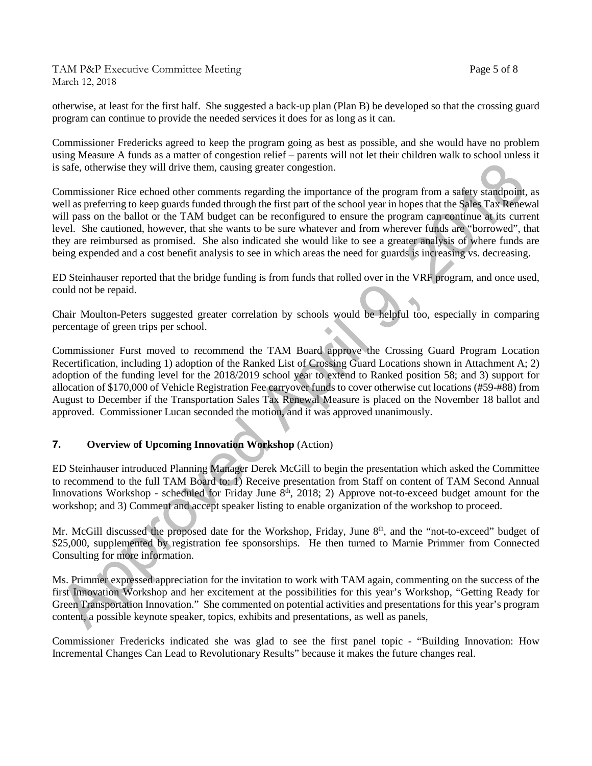otherwise, at least for the first half. She suggested a back-up plan (Plan B) be developed so that the crossing guard program can continue to provide the needed services it does for as long as it can.

Commissioner Fredericks agreed to keep the program going as best as possible, and she would have no problem using Measure A funds as a matter of congestion relief – parents will not let their children walk to school unless it is safe, otherwise they will drive them, causing greater congestion.

Commissioner Rice echoed other comments regarding the importance of the program from a safety standpoint, as well as preferring to keep guards funded through the first part of the school year in hopes that the Sales Tax Renewal will pass on the ballot or the TAM budget can be reconfigured to ensure the program can continue at its current level. She cautioned, however, that she wants to be sure whatever and from wherever funds are "borrowed", that they are reimbursed as promised. She also indicated she would like to see a greater analysis of where funds are being expended and a cost benefit analysis to see in which areas the need for guards is increasing vs. decreasing.

ED Steinhauser reported that the bridge funding is from funds that rolled over in the VRF program, and once used, could not be repaid.

Chair Moulton-Peters suggested greater correlation by schools would be helpful too, especially in comparing percentage of green trips per school.

Commissioner Furst moved to recommend the TAM Board approve the Crossing Guard Program Location Recertification, including 1) adoption of the Ranked List of Crossing Guard Locations shown in Attachment A; 2) adoption of the funding level for the 2018/2019 school year to extend to Ranked position 58; and 3) support for allocation of $170,000 of Vehicle Registration Fee carryover funds to cover otherwise cut locations (#59-#88) from August to December if the Transportation Sales Tax Renewal Measure is placed on the November 18 ballot and approved. Commissioner Lucan seconded the motion, and it was approved unanimously.

## 7. Overview of Upcoming Innovation Workshop (Action)

ED Steinhauser introduced Planning Manager Derek McGill to begin the presentation which asked the Committee to recommend to the full TAM Board to: 1) Receive presentation from Staff on content of TAM Second Annual Innovations Workshop - scheduled for Friday June 8th, 2018; 2) Approve not-to-exceed budget amount for the workshop; and 3) Comment and accept speaker listing to enable organization of the workshop to proceed.

Mr. McGill discussed the proposed date for the Workshop, Friday, June 8th, and the "not-to-exceed" budget of $25,000, supplemented by registration fee sponsorships. He then turned to Marnie Primmer from Connected Consulting for more information.

Ms. Primmer expressed appreciation for the invitation to work with TAM again, commenting on the success of the first Innovation Workshop and her excitement at the possibilities for this year's Workshop, "Getting Ready for Green Transportation Innovation." She commented on potential activities and presentations for this year's program content, a possible keynote speaker, topics, exhibits and presentations, as well as panels,

Commissioner Fredericks indicated she was glad to see the first panel topic - "Building Innovation: How Incremental Changes Can Lead to Revolutionary Results" because it makes the future changes real.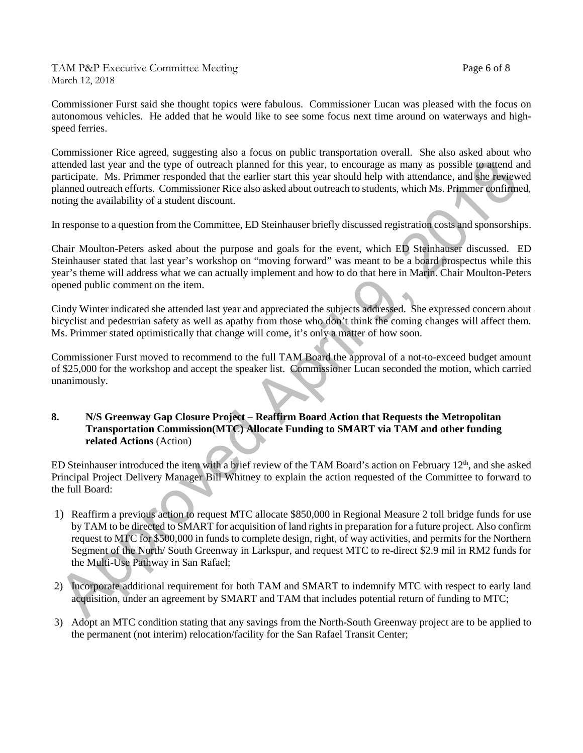Commissioner Furst said she thought topics were fabulous. Commissioner Lucan was pleased with the focus on autonomous vehicles. He added that he would like to see some focus next time around on waterways and high-speed ferries.

Commissioner Rice agreed, suggesting also a focus on public transportation overall. She also asked about who attended last year and the type of outreach planned for this year, to encourage as many as possible to attend and participate. Ms. Primmer responded that the earlier start this year should help with attendance, and she reviewed planned outreach efforts. Commissioner Rice also asked about outreach to students, which Ms. Primmer confirmed, noting the availability of a student discount.

In response to a question from the Committee, ED Steinhauser briefly discussed registration costs and sponsorships.

Chair Moulton-Peters asked about the purpose and goals for the event, which ED Steinhauser discussed. ED Steinhauser stated that last year's workshop on "moving forward" was meant to be a board prospectus while this year's theme will address what we can actually implement and how to do that here in Marin. Chair Moulton-Peters opened public comment on the item.

Cindy Winter indicated she attended last year and appreciated the subjects addressed. She expressed concern about bicyclist and pedestrian safety as well as apathy from those who don't think the coming changes will affect them. Ms. Primmer stated optimistically that change will come, it's only a matter of how soon.

Commissioner Furst moved to recommend to the full TAM Board the approval of a not-to-exceed budget amount of $25,000 for the workshop and accept the speaker list. Commissioner Lucan seconded the motion, which carried unanimously.

**8. N/S Greenway Gap Closure Project – Reaffirm Board Action that Requests the Metropolitan Transportation Commission(MTC) Allocate Funding to SMART via TAM and other funding related Actions** (Action)

ED Steinhauser introduced the item with a brief review of the TAM Board's action on February 12th, and she asked Principal Project Delivery Manager Bill Whitney to explain the action requested of the Committee to forward to the full Board:

1) Reaffirm a previous action to request MTC allocate $850,000 in Regional Measure 2 toll bridge funds for use by TAM to be directed to SMART for acquisition of land rights in preparation for a future project. Also confirm request to MTC for $500,000 in funds to complete design, right, of way activities, and permits for the Northern Segment of the North/ South Greenway in Larkspur, and request MTC to re-direct $2.9 mil in RM2 funds for the Multi-Use Pathway in San Rafael;

2) Incorporate additional requirement for both TAM and SMART to indemnify MTC with respect to early land acquisition, under an agreement by SMART and TAM that includes potential return of funding to MTC;

3) Adopt an MTC condition stating that any savings from the North-South Greenway project are to be applied to the permanent (not interim) relocation/facility for the San Rafael Transit Center;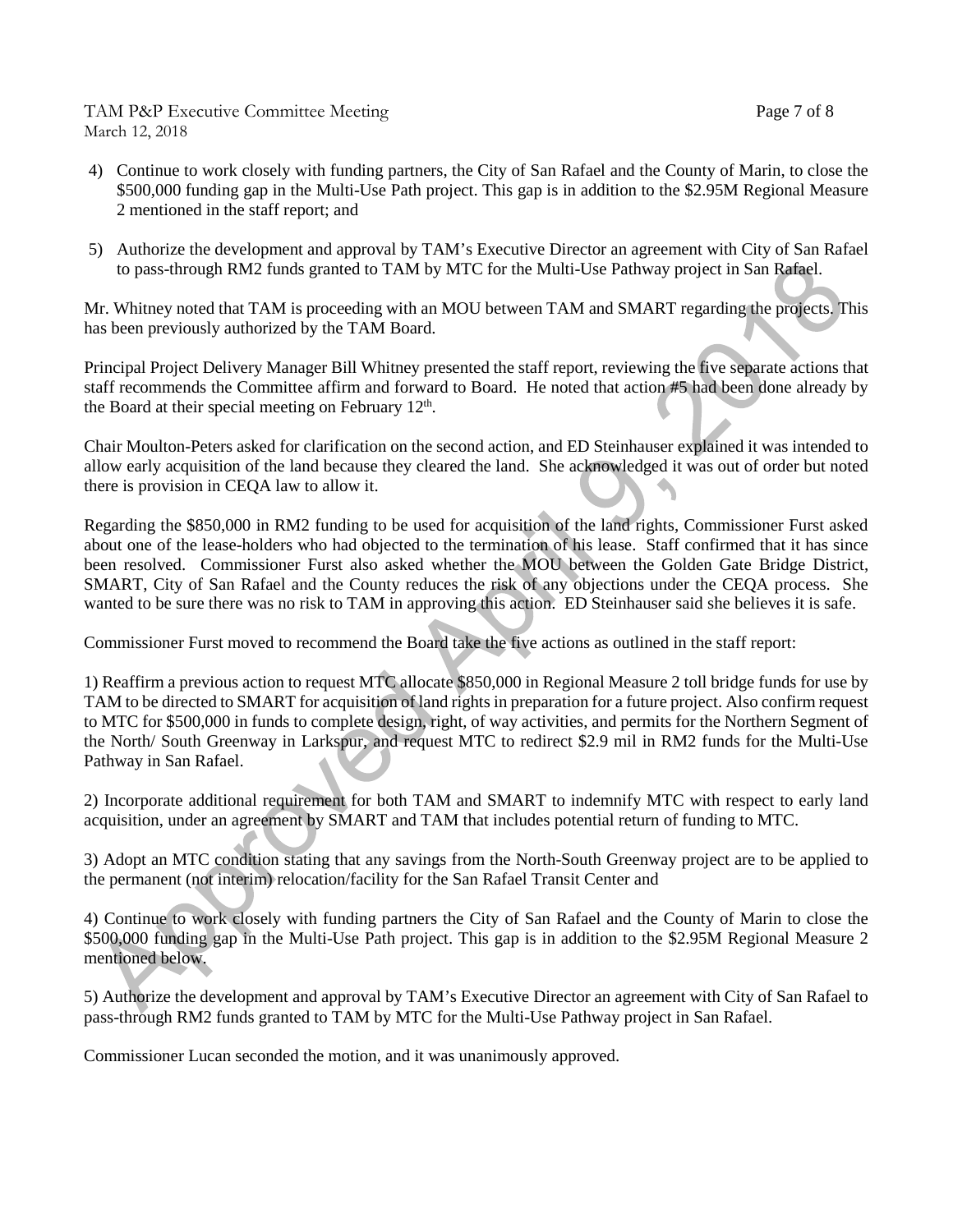4) Continue to work closely with funding partners, the City of San Rafael and the County of Marin, to close the $500,000 funding gap in the Multi-Use Path project. This gap is in addition to the $2.95M Regional Measure 2 mentioned in the staff report; and

5) Authorize the development and approval by TAM's Executive Director an agreement with City of San Rafael to pass-through RM2 funds granted to TAM by MTC for the Multi-Use Pathway project in San Rafael.

Mr. Whitney noted that TAM is proceeding with an MOU between TAM and SMART regarding the projects. This has been previously authorized by the TAM Board.

Principal Project Delivery Manager Bill Whitney presented the staff report, reviewing the five separate actions that staff recommends the Committee affirm and forward to Board. He noted that action #5 had been done already by the Board at their special meeting on February 12th.

Chair Moulton-Peters asked for clarification on the second action, and ED Steinhauser explained it was intended to allow early acquisition of the land because they cleared the land. She acknowledged it was out of order but noted there is provision in CEQA law to allow it.

Regarding the $850,000 in RM2 funding to be used for acquisition of the land rights, Commissioner Furst asked about one of the lease-holders who had objected to the termination of his lease. Staff confirmed that it has since been resolved. Commissioner Furst also asked whether the MOU between the Golden Gate Bridge District, SMART, City of San Rafael and the County reduces the risk of any objections under the CEQA process. She wanted to be sure there was no risk to TAM in approving this action. ED Steinhauser said she believes it is safe.

Commissioner Furst moved to recommend the Board take the five actions as outlined in the staff report:

1) Reaffirm a previous action to request MTC allocate $850,000 in Regional Measure 2 toll bridge funds for use by TAM to be directed to SMART for acquisition of land rights in preparation for a future project. Also confirm request to MTC for $500,000 in funds to complete design, right, of way activities, and permits for the Northern Segment of the North/ South Greenway in Larkspur, and request MTC to redirect $2.9 mil in RM2 funds for the Multi-Use Pathway in San Rafael.

2) Incorporate additional requirement for both TAM and SMART to indemnify MTC with respect to early land acquisition, under an agreement by SMART and TAM that includes potential return of funding to MTC.

3) Adopt an MTC condition stating that any savings from the North-South Greenway project are to be applied to the permanent (not interim) relocation/facility for the San Rafael Transit Center and

4) Continue to work closely with funding partners the City of San Rafael and the County of Marin to close the $500,000 funding gap in the Multi-Use Path project. This gap is in addition to the $2.95M Regional Measure 2 mentioned below.

5) Authorize the development and approval by TAM's Executive Director an agreement with City of San Rafael to pass-through RM2 funds granted to TAM by MTC for the Multi-Use Pathway project in San Rafael.

Commissioner Lucan seconded the motion, and it was unanimously approved.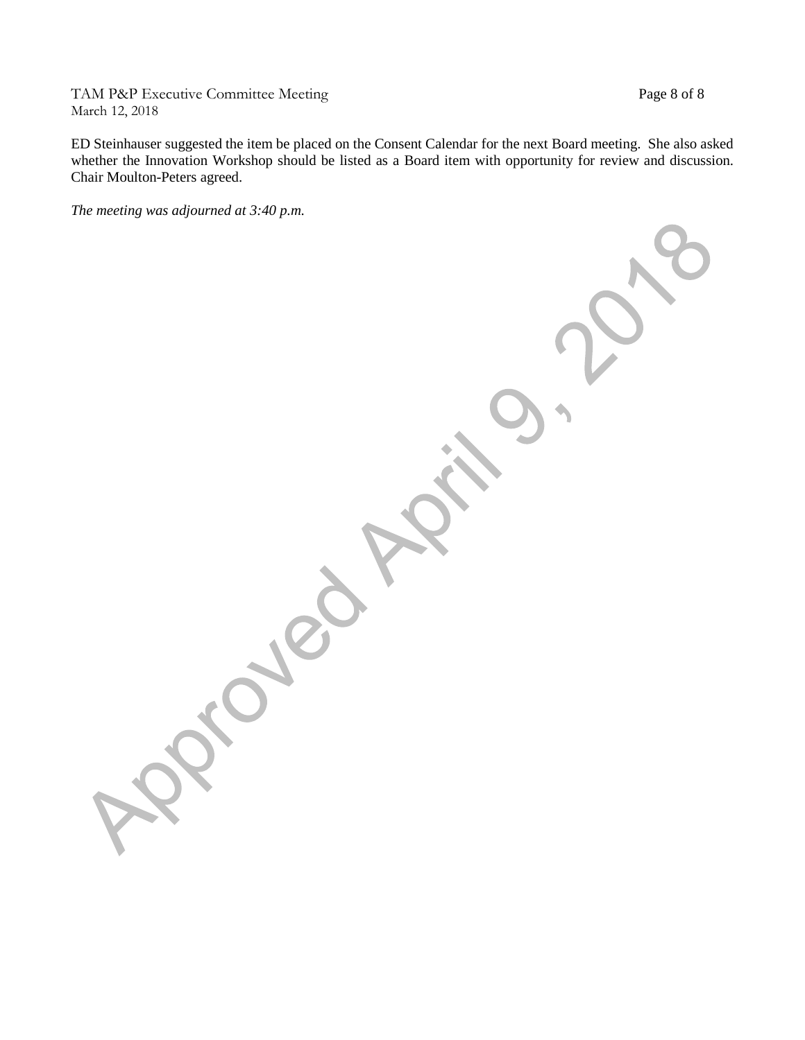ED Steinhauser suggested the item be placed on the Consent Calendar for the next Board meeting. She also asked whether the Innovation Workshop should be listed as a Board item with opportunity for review and discussion. Chair Moulton-Peters agreed.

*The meeting was adjourned at 3:40 p.m.*

Approved April 9, 2018